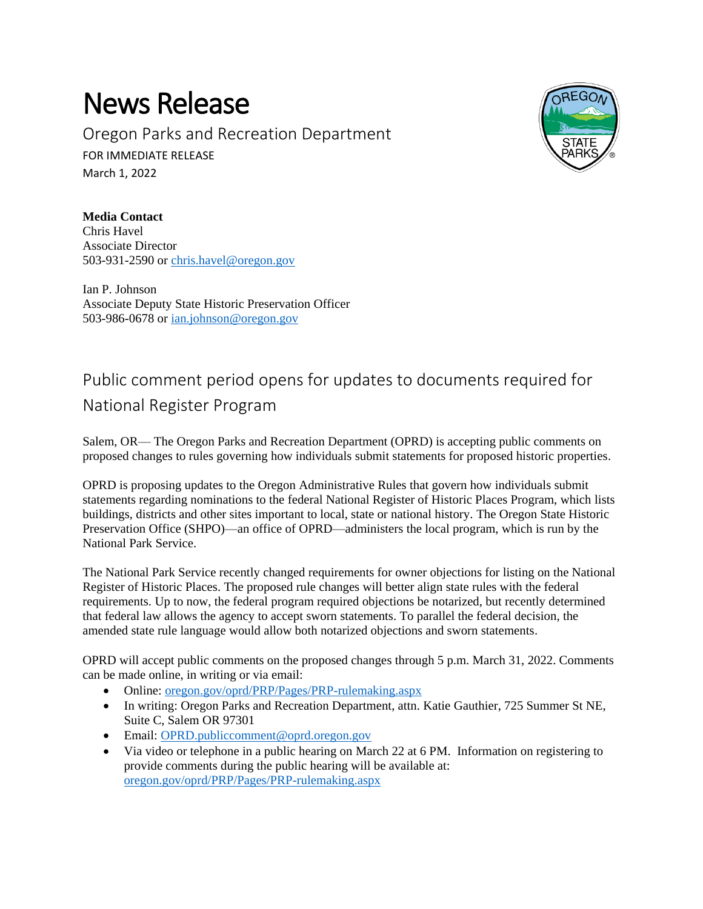# News Release

Oregon Parks and Recreation Department

FOR IMMEDIATE RELEASE

March 1, 2022

**Media Contact**

Chris Havel

Associate Director

503-931-2590 or chris.havel@oregon.gov

Ian P. Johnson

Associate Deputy State Historic Preservation Officer

503-986-0678 or ian.johnson@oregon.gov

## Public comment period opens for updates to documents required for National Register Program

Salem, OR— The Oregon Parks and Recreation Department (OPRD) is accepting public comments on proposed changes to rules governing how individuals submit statements for proposed historic properties.

OPRD is proposing updates to the Oregon Administrative Rules that govern how individuals submit statements regarding nominations to the federal National Register of Historic Places Program, which lists buildings, districts and other sites important to local, state or national history. The Oregon State Historic Preservation Office (SHPO)—an office of OPRD—administers the local program, which is run by the National Park Service.

The National Park Service recently changed requirements for owner objections for listing on the National Register of Historic Places. The proposed rule changes will better align state rules with the federal requirements. Up to now, the federal program required objections be notarized, but recently determined that federal law allows the agency to accept sworn statements. To parallel the federal decision, the amended state rule language would allow both notarized objections and sworn statements.

OPRD will accept public comments on the proposed changes through 5 p.m. March 31, 2022. Comments can be made online, in writing or via email:

- Online: oregon.gov/oprd/PRP/Pages/PRP-rulemaking.aspx
- In writing: Oregon Parks and Recreation Department, attn. Katie Gauthier, 725 Summer St NE, Suite C, Salem OR 97301
- Email: OPRD.publiccomment@oprd.oregon.gov
- Via video or telephone in a public hearing on March 22 at 6 PM. Information on registering to provide comments during the public hearing will be available at: oregon.gov/oprd/PRP/Pages/PRP-rulemaking.aspx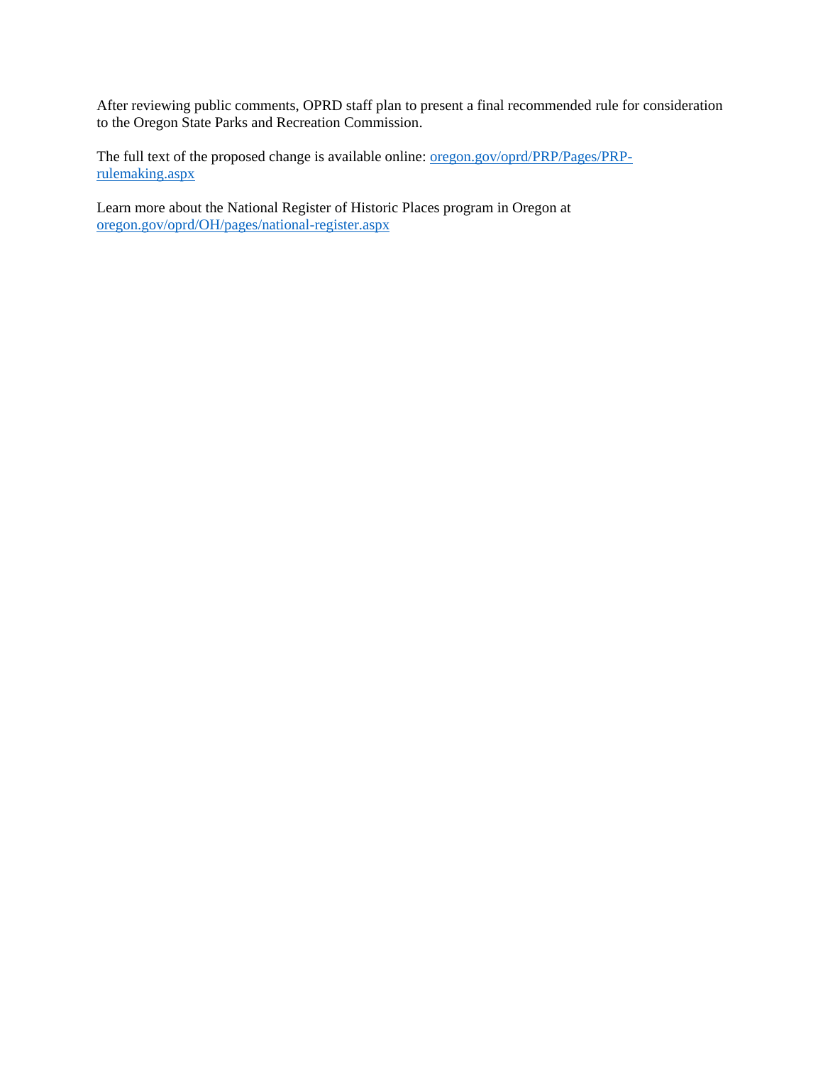After reviewing public comments, OPRD staff plan to present a final recommended rule for consideration to the Oregon State Parks and Recreation Commission.

The full text of the proposed change is available online: [oregon.gov/oprd/PRP/Pages/PRP-rulemaking.aspx](oregon.gov/oprd/PRP/Pages/PRP-rulemaking.aspx)

Learn more about the National Register of Historic Places program in Oregon at [oregon.gov/oprd/OH/pages/national-register.aspx](oregon.gov/oprd/OH/pages/national-register.aspx)